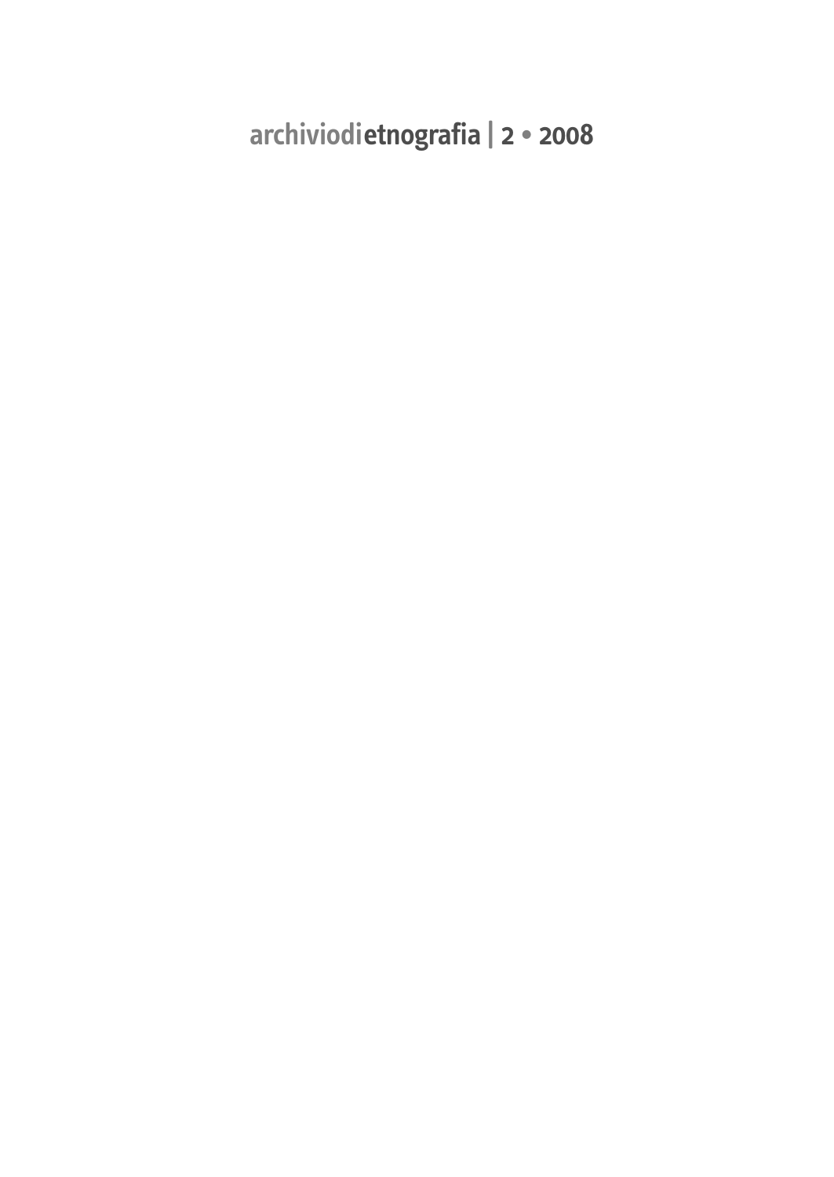# archiviodietnografia | 2 • 2008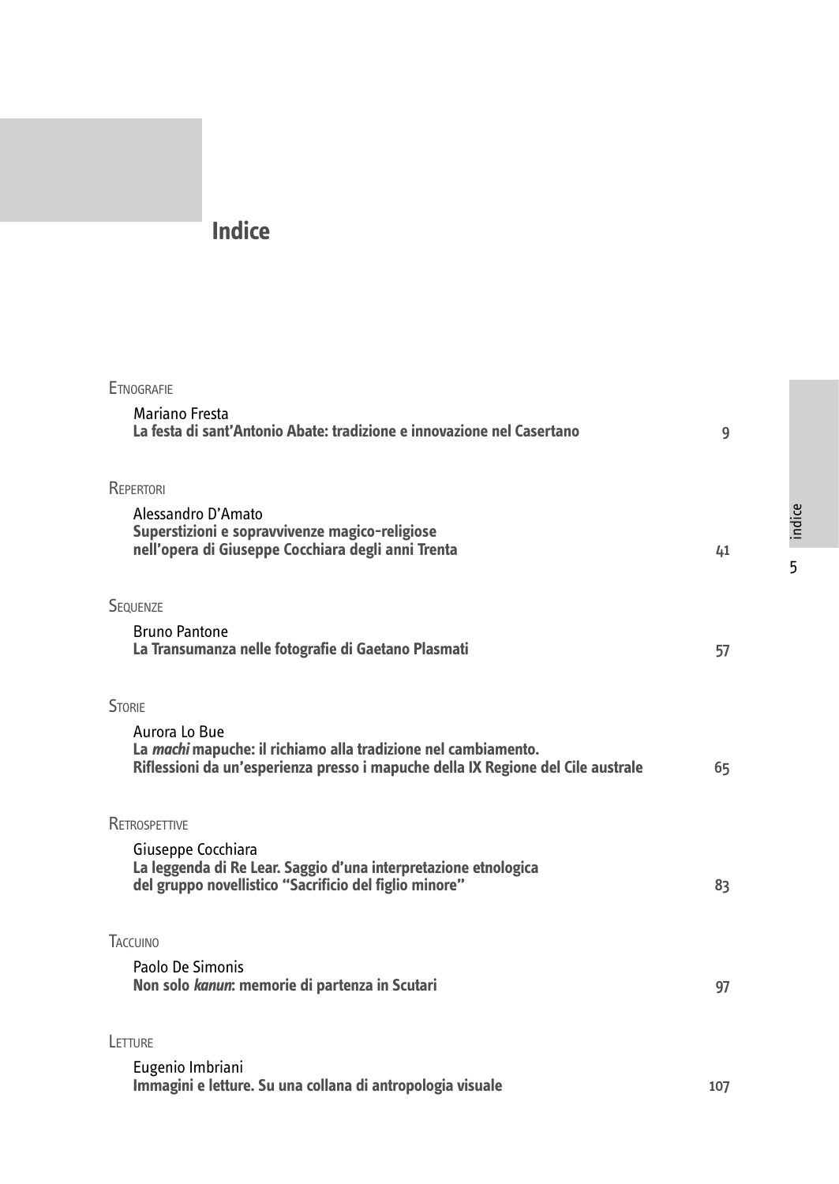# Indice

Etnografie

Mariano Fresta
**La festa di sant'Antonio Abate: tradizione e innovazione nel Casertano** 9

Repertori

Alessandro D'Amato
**Superstizioni e sopravvivenze magico-religiose nell'opera di Giuseppe Cocchiara degli anni Trenta** 41

Sequenze

Bruno Pantone
**La Transumanza nelle fotografie di Gaetano Plasmati** 57

Storie

Aurora Lo Bue
**La *machi* mapuche: il richiamo alla tradizione nel cambiamento. Riflessioni da un'esperienza presso i mapuche della IX Regione del Cile australe** 65

Retrospettive

Giuseppe Cocchiara
**La leggenda di Re Lear. Saggio d'una interpretazione etnologica del gruppo novellistico "Sacrificio del figlio minore"** 83

Taccuino

Paolo De Simonis
**Non solo *kanun*: memorie di partenza in Scutari** 97

Letture

Eugenio Imbriani
**Immagini e letture. Su una collana di antropologia visuale** 107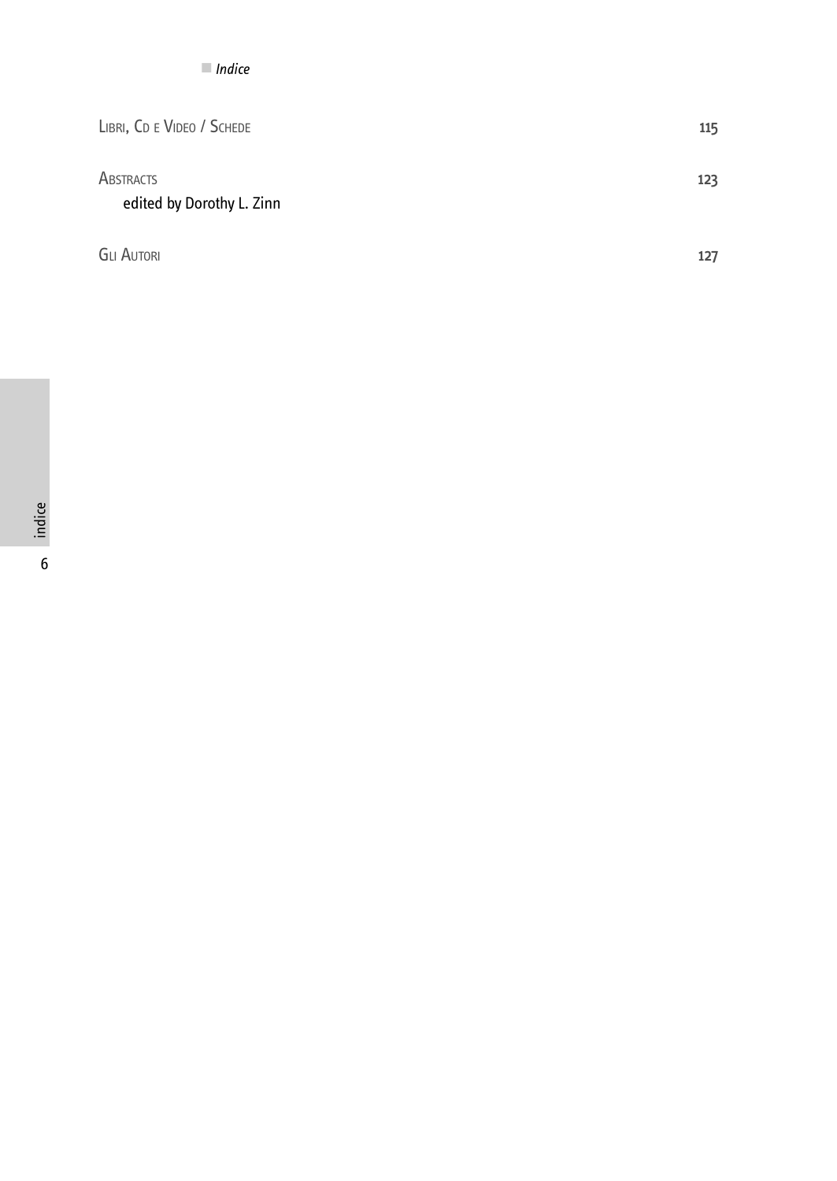Libri, Cd e Video / Schede 115

Abstracts 123
edited by Dorothy L. Zinn

Gli Autori 127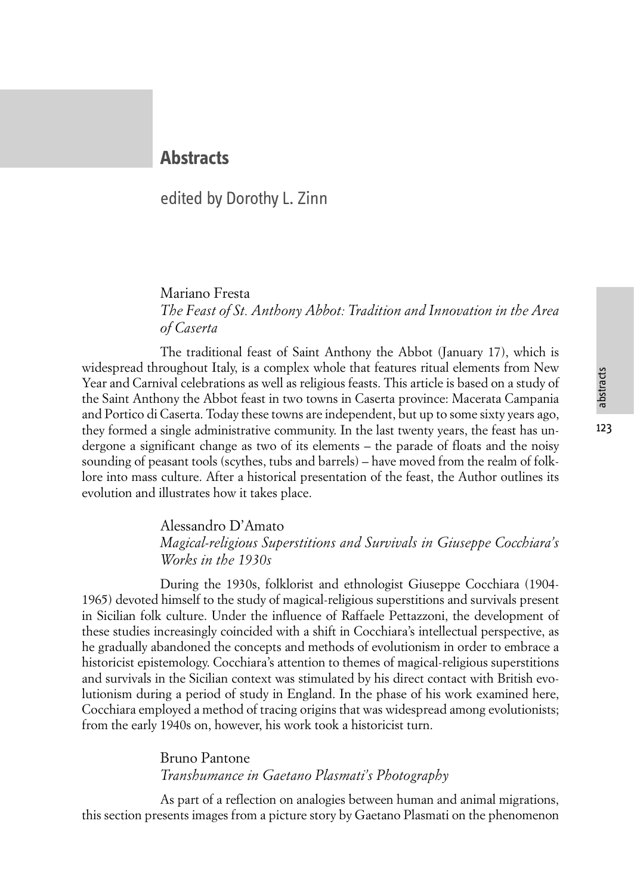# Abstracts

edited by Dorothy L. Zinn

Mariano Fresta

*The Feast of St. Anthony Abbot: Tradition and Innovation in the Area of Caserta*

The traditional feast of Saint Anthony the Abbot (January 17), which is widespread throughout Italy, is a complex whole that features ritual elements from New Year and Carnival celebrations as well as religious feasts. This article is based on a study of the Saint Anthony the Abbot feast in two towns in Caserta province: Macerata Campania and Portico di Caserta. Today these towns are independent, but up to some sixty years ago, they formed a single administrative community. In the last twenty years, the feast has undergone a significant change as two of its elements – the parade of floats and the noisy sounding of peasant tools (scythes, tubs and barrels) – have moved from the realm of folklore into mass culture. After a historical presentation of the feast, the Author outlines its evolution and illustrates how it takes place.

Alessandro D'Amato

*Magical-religious Superstitions and Survivals in Giuseppe Cocchiara's Works in the 1930s*

During the 1930s, folklorist and ethnologist Giuseppe Cocchiara (1904-1965) devoted himself to the study of magical-religious superstitions and survivals present in Sicilian folk culture. Under the influence of Raffaele Pettazzoni, the development of these studies increasingly coincided with a shift in Cocchiara's intellectual perspective, as he gradually abandoned the concepts and methods of evolutionism in order to embrace a historicist epistemology. Cocchiara's attention to themes of magical-religious superstitions and survivals in the Sicilian context was stimulated by his direct contact with British evolutionism during a period of study in England. In the phase of his work examined here, Cocchiara employed a method of tracing origins that was widespread among evolutionists; from the early 1940s on, however, his work took a historicist turn.

Bruno Pantone

*Transhumance in Gaetano Plasmati's Photography*

As part of a reflection on analogies between human and animal migrations, this section presents images from a picture story by Gaetano Plasmati on the phenomenon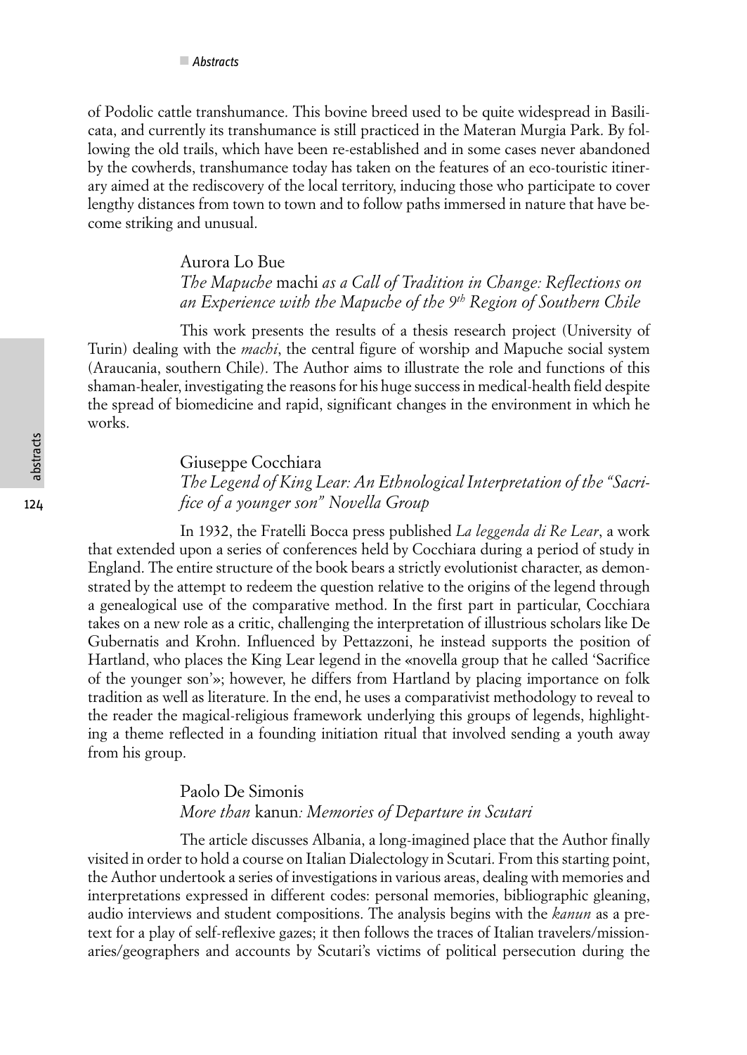of Podolic cattle transhumance. This bovine breed used to be quite widespread in Basilicata, and currently its transhumance is still practiced in the Materan Murgia Park. By following the old trails, which have been re-established and in some cases never abandoned by the cowherds, transhumance today has taken on the features of an eco-touristic itinerary aimed at the rediscovery of the local territory, inducing those who participate to cover lengthy distances from town to town and to follow paths immersed in nature that have become striking and unusual.

Aurora Lo Bue
*The Mapuche* machi *as a Call of Tradition in Change: Reflections on an Experience with the Mapuche of the 9th Region of Southern Chile*

This work presents the results of a thesis research project (University of Turin) dealing with the *machi*, the central figure of worship and Mapuche social system (Araucania, southern Chile). The Author aims to illustrate the role and functions of this shaman-healer, investigating the reasons for his huge success in medical-health field despite the spread of biomedicine and rapid, significant changes in the environment in which he works.

Giuseppe Cocchiara
*The Legend of King Lear: An Ethnological Interpretation of the "Sacrifice of a younger son" Novella Group*

In 1932, the Fratelli Bocca press published *La leggenda di Re Lear*, a work that extended upon a series of conferences held by Cocchiara during a period of study in England. The entire structure of the book bears a strictly evolutionist character, as demonstrated by the attempt to redeem the question relative to the origins of the legend through a genealogical use of the comparative method. In the first part in particular, Cocchiara takes on a new role as a critic, challenging the interpretation of illustrious scholars like De Gubernatis and Krohn. Influenced by Pettazzoni, he instead supports the position of Hartland, who places the King Lear legend in the «novella group that he called 'Sacrifice of the younger son'»; however, he differs from Hartland by placing importance on folk tradition as well as literature. In the end, he uses a comparativist methodology to reveal to the reader the magical-religious framework underlying this groups of legends, highlighting a theme reflected in a founding initiation ritual that involved sending a youth away from his group.

Paolo De Simonis
*More than* kanun*: Memories of Departure in Scutari*

The article discusses Albania, a long-imagined place that the Author finally visited in order to hold a course on Italian Dialectology in Scutari. From this starting point, the Author undertook a series of investigations in various areas, dealing with memories and interpretations expressed in different codes: personal memories, bibliographic gleaning, audio interviews and student compositions. The analysis begins with the *kanun* as a pretext for a play of self-reflexive gazes; it then follows the traces of Italian travelers/missionaries/geographers and accounts by Scutari's victims of political persecution during the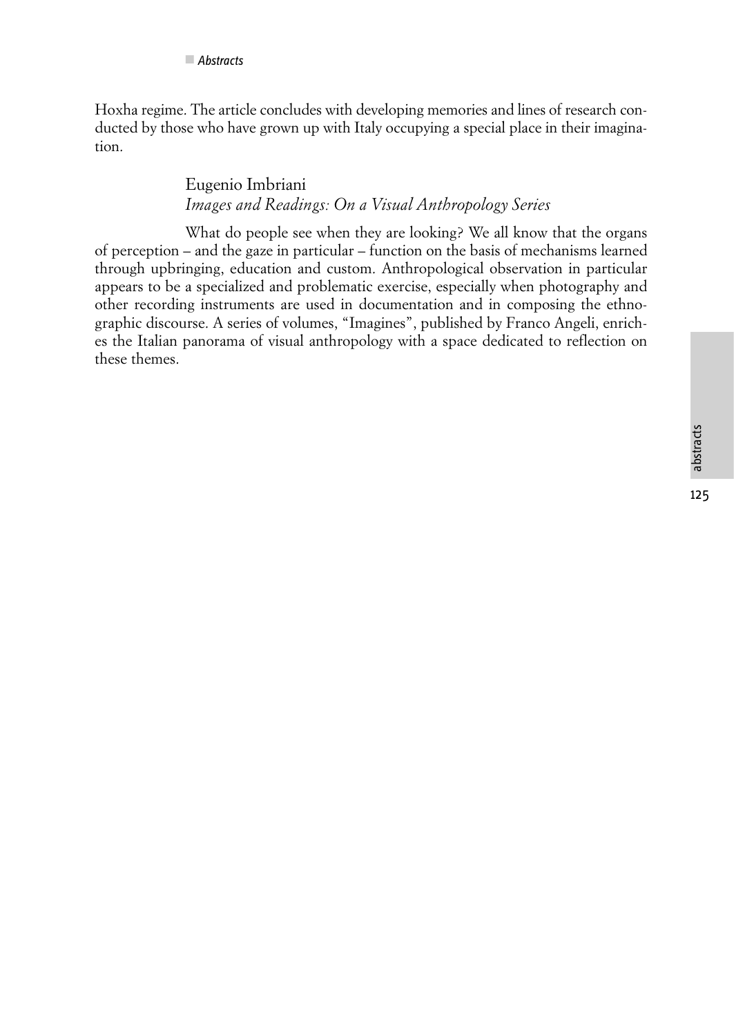Hoxha regime. The article concludes with developing memories and lines of research conducted by those who have grown up with Italy occupying a special place in their imagination.

### Eugenio Imbriani
### *Images and Readings: On a Visual Anthropology Series*

What do people see when they are looking? We all know that the organs of perception – and the gaze in particular – function on the basis of mechanisms learned through upbringing, education and custom. Anthropological observation in particular appears to be a specialized and problematic exercise, especially when photography and other recording instruments are used in documentation and in composing the ethnographic discourse. A series of volumes, "Imagines", published by Franco Angeli, enriches the Italian panorama of visual anthropology with a space dedicated to reflection on these themes.